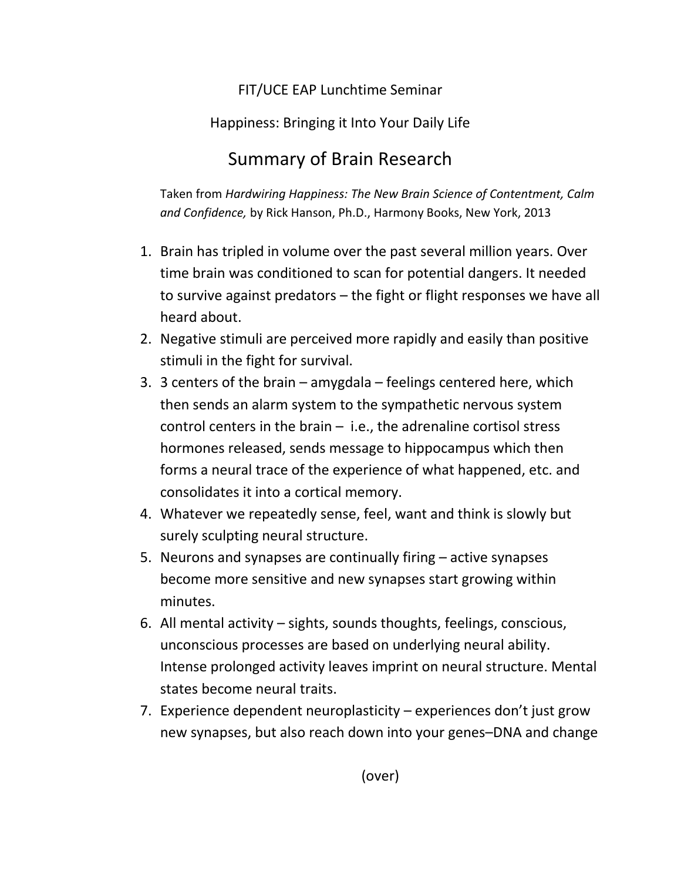FIT/UCE EAP Lunchtime Seminar

Happiness: Bringing it Into Your Daily Life

# Summary of Brain Research

Taken from *Hardwiring Happiness: The New Brain Science of Contentment, Calm and Confidence,* by Rick Hanson, Ph.D., Harmony Books, New York, 2013

1. Brain has tripled in volume over the past several million years. Over time brain was conditioned to scan for potential dangers. It needed to survive against predators – the fight or flight responses we have all heard about.
2. Negative stimuli are perceived more rapidly and easily than positive stimuli in the fight for survival.
3. 3 centers of the brain – amygdala – feelings centered here, which then sends an alarm system to the sympathetic nervous system control centers in the brain – i.e., the adrenaline cortisol stress hormones released, sends message to hippocampus which then forms a neural trace of the experience of what happened, etc. and consolidates it into a cortical memory.
4. Whatever we repeatedly sense, feel, want and think is slowly but surely sculpting neural structure.
5. Neurons and synapses are continually firing – active synapses become more sensitive and new synapses start growing within minutes.
6. All mental activity – sights, sounds thoughts, feelings, conscious, unconscious processes are based on underlying neural ability. Intense prolonged activity leaves imprint on neural structure. Mental states become neural traits.
7. Experience dependent neuroplasticity – experiences don't just grow new synapses, but also reach down into your genes–DNA and change

(over)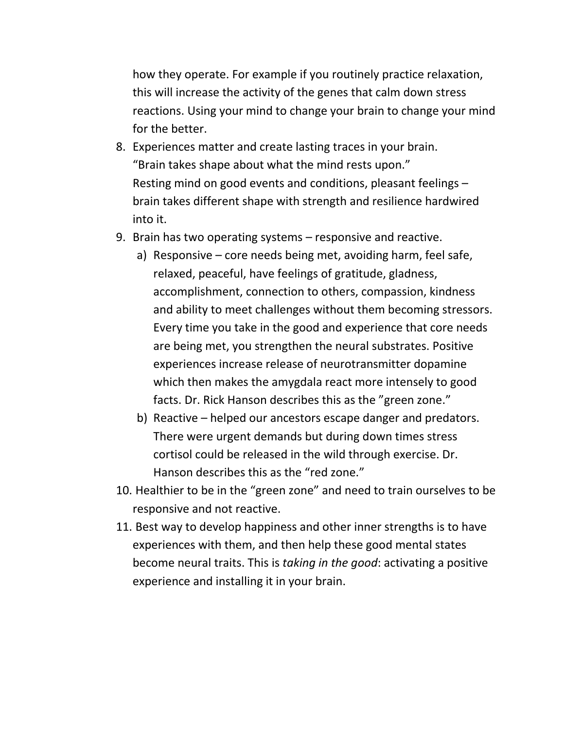how they operate. For example if you routinely practice relaxation, this will increase the activity of the genes that calm down stress reactions. Using your mind to change your brain to change your mind for the better.

8. Experiences matter and create lasting traces in your brain.
   "Brain takes shape about what the mind rests upon."
   Resting mind on good events and conditions, pleasant feelings – brain takes different shape with strength and resilience hardwired into it.
9. Brain has two operating systems – responsive and reactive.
   a) Responsive – core needs being met, avoiding harm, feel safe, relaxed, peaceful, have feelings of gratitude, gladness, accomplishment, connection to others, compassion, kindness and ability to meet challenges without them becoming stressors. Every time you take in the good and experience that core needs are being met, you strengthen the neural substrates. Positive experiences increase release of neurotransmitter dopamine which then makes the amygdala react more intensely to good facts. Dr. Rick Hanson describes this as the "green zone."
   b) Reactive – helped our ancestors escape danger and predators. There were urgent demands but during down times stress cortisol could be released in the wild through exercise. Dr. Hanson describes this as the "red zone."
10. Healthier to be in the "green zone" and need to train ourselves to be responsive and not reactive.
11. Best way to develop happiness and other inner strengths is to have experiences with them, and then help these good mental states become neural traits. This is *taking in the good*: activating a positive experience and installing it in your brain.